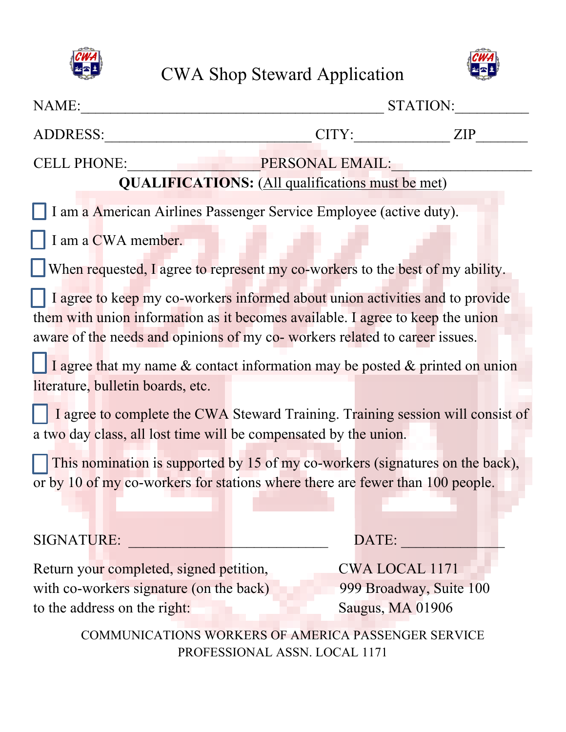# CWA Shop Steward Application

NAME:\_\_\_\_\_\_\_\_\_\_\_\_\_\_\_\_\_\_\_\_\_\_\_\_\_\_\_\_\_\_\_\_\_\_\_\_\_\_\_\_ STATION:\_\_\_\_\_\_\_\_\_\_

ADDRESS:\_\_\_\_\_\_\_\_\_\_\_\_\_\_\_\_\_\_\_\_\_\_\_\_\_\_\_\_ CITY:\_\_\_\_\_\_\_\_\_\_\_\_\_ ZIP\_\_\_\_\_\_\_

CELL PHONE:\_\_\_\_\_\_\_\_\_\_\_\_\_\_\_\_\_\_\_ PERSONAL EMAIL:\_\_\_\_\_\_\_\_\_\_\_\_\_\_\_\_\_\_\_

**QUALIFICATIONS:** (<u>All qualifications must be met</u>)

- ☐ I am a American Airlines Passenger Service Employee (active duty).
- ☐ I am a CWA member.
- ☐ When requested, I agree to represent my co-workers to the best of my ability.
- ☐ I agree to keep my co-workers informed about union activities and to provide them with union information as it becomes available. I agree to keep the union aware of the needs and opinions of my co- workers related to career issues.
- ☐ I agree that my name & contact information may be posted & printed on union literature, bulletin boards, etc.
- ☐ I agree to complete the CWA Steward Training. Training session will consist of a two day class, all lost time will be compensated by the union.
- ☐ This nomination is supported by 15 of my co-workers (signatures on the back), or by 10 of my co-workers for stations where there are fewer than 100 people.

SIGNATURE: \_\_\_\_\_\_\_\_\_\_\_\_\_\_\_\_\_\_\_\_\_\_\_\_\_\_\_\_ DATE: \_\_\_\_\_\_\_\_\_\_\_\_\_\_

Return your completed, signed petition, with co-workers signature (on the back) to the address on the right:

CWA LOCAL 1171
999 Broadway, Suite 100
Saugus, MA 01906

COMMUNICATIONS WORKERS OF AMERICA PASSENGER SERVICE PROFESSIONAL ASSN. LOCAL 1171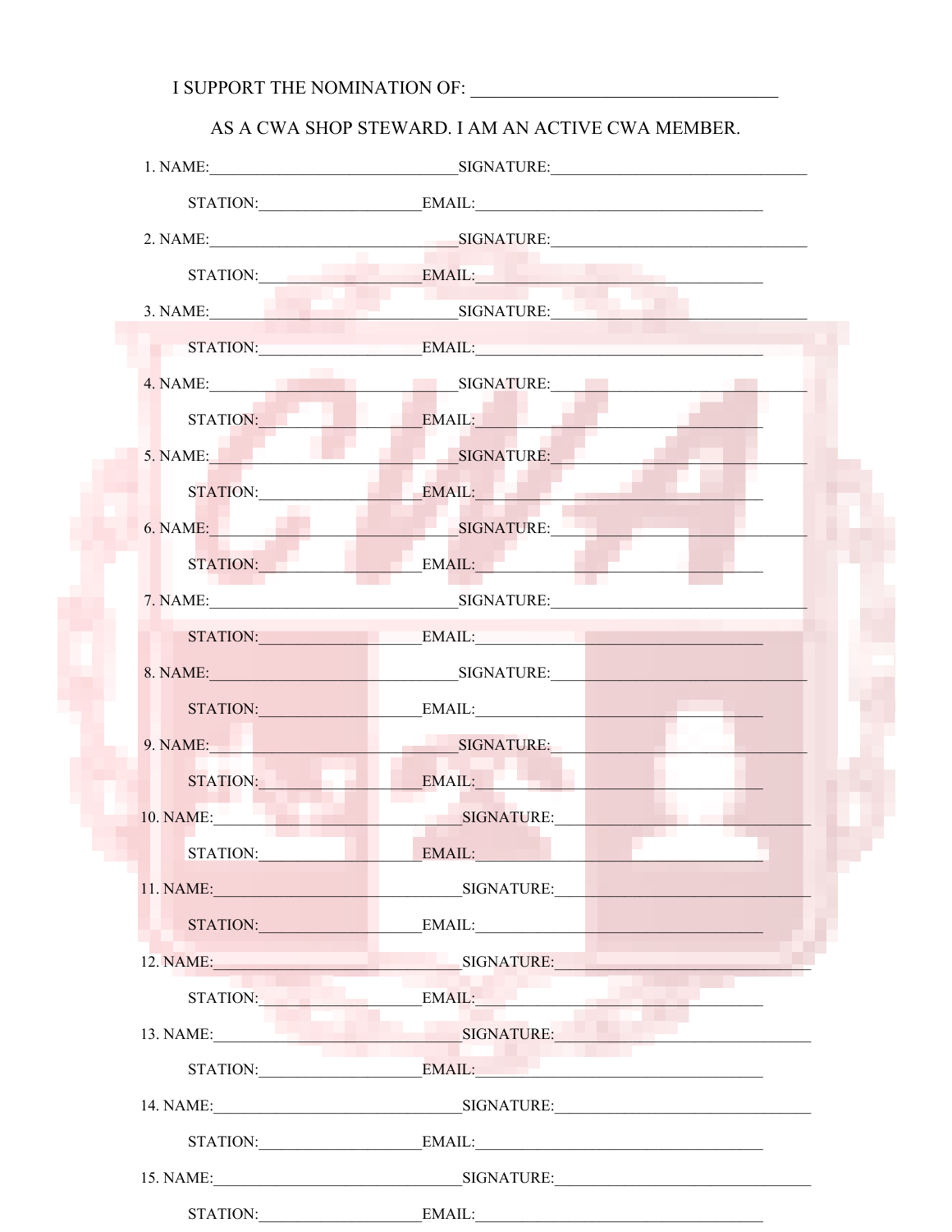I SUPPORT THE NOMINATION OF: ________________________________

AS A CWA SHOP STEWARD. I AM AN ACTIVE CWA MEMBER.

1. NAME:______________________________SIGNATURE:______________________________

   STATION:____________________EMAIL:___________________________________

2. NAME:______________________________SIGNATURE:______________________________

   STATION:____________________EMAIL:___________________________________

3. NAME:______________________________SIGNATURE:______________________________

   STATION:____________________EMAIL:___________________________________

4. NAME:______________________________SIGNATURE:______________________________

   STATION:____________________EMAIL:___________________________________

5. NAME:______________________________SIGNATURE:______________________________

   STATION:____________________EMAIL:___________________________________

6. NAME:______________________________SIGNATURE:______________________________

   STATION:____________________EMAIL:___________________________________

7. NAME:______________________________SIGNATURE:______________________________

   STATION:____________________EMAIL:___________________________________

8. NAME:______________________________SIGNATURE:______________________________

   STATION:____________________EMAIL:___________________________________

9. NAME:______________________________SIGNATURE:______________________________

   STATION:____________________EMAIL:___________________________________

10. NAME:______________________________SIGNATURE:______________________________

   STATION:____________________EMAIL:___________________________________

11. NAME:______________________________SIGNATURE:______________________________

   STATION:____________________EMAIL:___________________________________

12. NAME:______________________________SIGNATURE:______________________________

   STATION:____________________EMAIL:___________________________________

13. NAME:______________________________SIGNATURE:______________________________

   STATION:____________________EMAIL:___________________________________

14. NAME:______________________________SIGNATURE:______________________________

   STATION:____________________EMAIL:___________________________________

15. NAME:______________________________SIGNATURE:______________________________

   STATION:____________________EMAIL:___________________________________